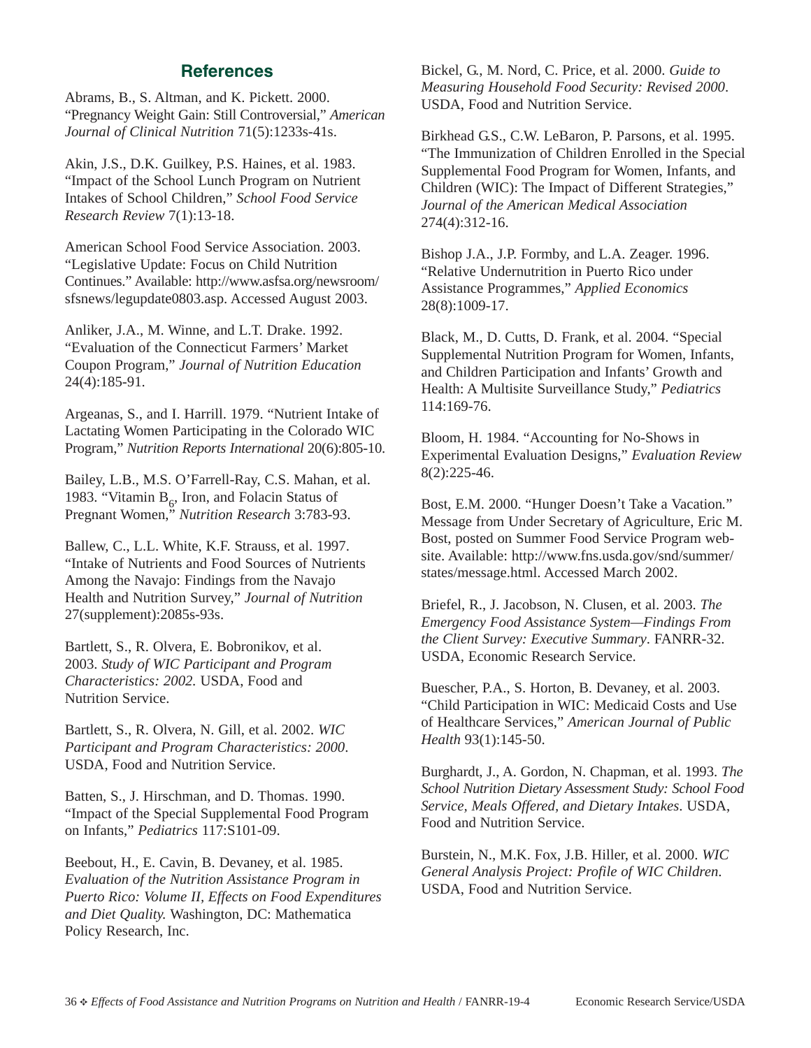## References

Abrams, B., S. Altman, and K. Pickett. 2000. "Pregnancy Weight Gain: Still Controversial," *American Journal of Clinical Nutrition* 71(5):1233s-41s.

Akin, J.S., D.K. Guilkey, P.S. Haines, et al. 1983. "Impact of the School Lunch Program on Nutrient Intakes of School Children," *School Food Service Research Review* 7(1):13-18.

American School Food Service Association. 2003. "Legislative Update: Focus on Child Nutrition Continues." Available: http://www.asfsa.org/newsroom/sfsnews/legupdate0803.asp. Accessed August 2003.

Anliker, J.A., M. Winne, and L.T. Drake. 1992. "Evaluation of the Connecticut Farmers' Market Coupon Program," *Journal of Nutrition Education* 24(4):185-91.

Argeanas, S., and I. Harrill. 1979. "Nutrient Intake of Lactating Women Participating in the Colorado WIC Program," *Nutrition Reports International* 20(6):805-10.

Bailey, L.B., M.S. O'Farrell-Ray, C.S. Mahan, et al. 1983. "Vitamin $B_6$, Iron, and Folacin Status of Pregnant Women," *Nutrition Research* 3:783-93.

Ballew, C., L.L. White, K.F. Strauss, et al. 1997. "Intake of Nutrients and Food Sources of Nutrients Among the Navajo: Findings from the Navajo Health and Nutrition Survey," *Journal of Nutrition* 27(supplement):2085s-93s.

Bartlett, S., R. Olvera, E. Bobronikov, et al. 2003. *Study of WIC Participant and Program Characteristics: 2002.* USDA, Food and Nutrition Service.

Bartlett, S., R. Olvera, N. Gill, et al. 2002. *WIC Participant and Program Characteristics: 2000*. USDA, Food and Nutrition Service.

Batten, S., J. Hirschman, and D. Thomas. 1990. "Impact of the Special Supplemental Food Program on Infants," *Pediatrics* 117:S101-09.

Beebout, H., E. Cavin, B. Devaney, et al. 1985. *Evaluation of the Nutrition Assistance Program in Puerto Rico: Volume II, Effects on Food Expenditures and Diet Quality.* Washington, DC: Mathematica Policy Research, Inc.

Bickel, G., M. Nord, C. Price, et al. 2000. *Guide to Measuring Household Food Security: Revised 2000*. USDA, Food and Nutrition Service.

Birkhead G.S., C.W. LeBaron, P. Parsons, et al. 1995. "The Immunization of Children Enrolled in the Special Supplemental Food Program for Women, Infants, and Children (WIC): The Impact of Different Strategies," *Journal of the American Medical Association* 274(4):312-16.

Bishop J.A., J.P. Formby, and L.A. Zeager. 1996. "Relative Undernutrition in Puerto Rico under Assistance Programmes," *Applied Economics* 28(8):1009-17.

Black, M., D. Cutts, D. Frank, et al. 2004. "Special Supplemental Nutrition Program for Women, Infants, and Children Participation and Infants' Growth and Health: A Multisite Surveillance Study," *Pediatrics* 114:169-76.

Bloom, H. 1984. "Accounting for No-Shows in Experimental Evaluation Designs," *Evaluation Review* 8(2):225-46.

Bost, E.M. 2000. "Hunger Doesn't Take a Vacation." Message from Under Secretary of Agriculture, Eric M. Bost, posted on Summer Food Service Program website. Available: http://www.fns.usda.gov/snd/summer/states/message.html. Accessed March 2002.

Briefel, R., J. Jacobson, N. Clusen, et al. 2003. *The Emergency Food Assistance System—Findings From the Client Survey: Executive Summary*. FANRR-32. USDA, Economic Research Service.

Buescher, P.A., S. Horton, B. Devaney, et al. 2003. "Child Participation in WIC: Medicaid Costs and Use of Healthcare Services," *American Journal of Public Health* 93(1):145-50.

Burghardt, J., A. Gordon, N. Chapman, et al. 1993. *The School Nutrition Dietary Assessment Study: School Food Service, Meals Offered, and Dietary Intakes*. USDA, Food and Nutrition Service.

Burstein, N., M.K. Fox, J.B. Hiller, et al. 2000. *WIC General Analysis Project: Profile of WIC Children*. USDA, Food and Nutrition Service.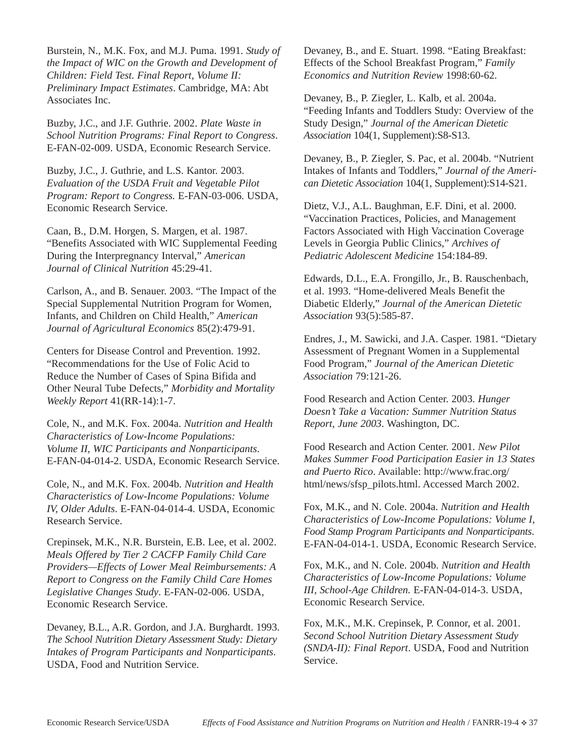Burstein, N., M.K. Fox, and M.J. Puma. 1991. *Study of the Impact of WIC on the Growth and Development of Children: Field Test. Final Report, Volume II: Preliminary Impact Estimates*. Cambridge, MA: Abt Associates Inc.

Buzby, J.C., and J.F. Guthrie. 2002. *Plate Waste in School Nutrition Programs: Final Report to Congress*. E-FAN-02-009. USDA, Economic Research Service.

Buzby, J.C., J. Guthrie, and L.S. Kantor. 2003. *Evaluation of the USDA Fruit and Vegetable Pilot Program: Report to Congress.* E-FAN-03-006. USDA, Economic Research Service.

Caan, B., D.M. Horgen, S. Margen, et al. 1987. "Benefits Associated with WIC Supplemental Feeding During the Interpregnancy Interval," *American Journal of Clinical Nutrition* 45:29-41.

Carlson, A., and B. Senauer. 2003. "The Impact of the Special Supplemental Nutrition Program for Women, Infants, and Children on Child Health," *American Journal of Agricultural Economics* 85(2):479-91.

Centers for Disease Control and Prevention. 1992. "Recommendations for the Use of Folic Acid to Reduce the Number of Cases of Spina Bifida and Other Neural Tube Defects," *Morbidity and Mortality Weekly Report* 41(RR-14):1-7.

Cole, N., and M.K. Fox. 2004a. *Nutrition and Health Characteristics of Low-Income Populations: Volume II, WIC Participants and Nonparticipants*. E-FAN-04-014-2. USDA, Economic Research Service.

Cole, N., and M.K. Fox. 2004b. *Nutrition and Health Characteristics of Low-Income Populations: Volume IV, Older Adults*. E-FAN-04-014-4. USDA, Economic Research Service.

Crepinsek, M.K., N.R. Burstein, E.B. Lee, et al. 2002. *Meals Offered by Tier 2 CACFP Family Child Care Providers—Effects of Lower Meal Reimbursements: A Report to Congress on the Family Child Care Homes Legislative Changes Study*. E-FAN-02-006. USDA, Economic Research Service.

Devaney, B.L., A.R. Gordon, and J.A. Burghardt. 1993. *The School Nutrition Dietary Assessment Study: Dietary Intakes of Program Participants and Nonparticipants*. USDA, Food and Nutrition Service.

Devaney, B., and E. Stuart. 1998. "Eating Breakfast: Effects of the School Breakfast Program," *Family Economics and Nutrition Review* 1998:60-62.

Devaney, B., P. Ziegler, L. Kalb, et al. 2004a. "Feeding Infants and Toddlers Study: Overview of the Study Design," *Journal of the American Dietetic Association* 104(1, Supplement):S8-S13.

Devaney, B., P. Ziegler, S. Pac, et al. 2004b. "Nutrient Intakes of Infants and Toddlers," *Journal of the American Dietetic Association* 104(1, Supplement):S14-S21.

Dietz, V.J., A.L. Baughman, E.F. Dini, et al. 2000. "Vaccination Practices, Policies, and Management Factors Associated with High Vaccination Coverage Levels in Georgia Public Clinics," *Archives of Pediatric Adolescent Medicine* 154:184-89.

Edwards, D.L., E.A. Frongillo, Jr., B. Rauschenbach, et al. 1993. "Home-delivered Meals Benefit the Diabetic Elderly," *Journal of the American Dietetic Association* 93(5):585-87.

Endres, J., M. Sawicki, and J.A. Casper. 1981. "Dietary Assessment of Pregnant Women in a Supplemental Food Program," *Journal of the American Dietetic Association* 79:121-26.

Food Research and Action Center. 2003. *Hunger Doesn't Take a Vacation: Summer Nutrition Status Report, June 2003*. Washington, DC.

Food Research and Action Center. 2001. *New Pilot Makes Summer Food Participation Easier in 13 States and Puerto Rico*. Available: http://www.frac.org/html/news/sfsp_pilots.html. Accessed March 2002.

Fox, M.K., and N. Cole. 2004a. *Nutrition and Health Characteristics of Low-Income Populations: Volume I, Food Stamp Program Participants and Nonparticipants*. E-FAN-04-014-1. USDA, Economic Research Service.

Fox, M.K., and N. Cole. 2004b. *Nutrition and Health Characteristics of Low-Income Populations: Volume III, School-Age Children.* E-FAN-04-014-3. USDA, Economic Research Service.

Fox, M.K., M.K. Crepinsek, P. Connor, et al. 2001. *Second School Nutrition Dietary Assessment Study (SNDA-II): Final Report*. USDA, Food and Nutrition Service.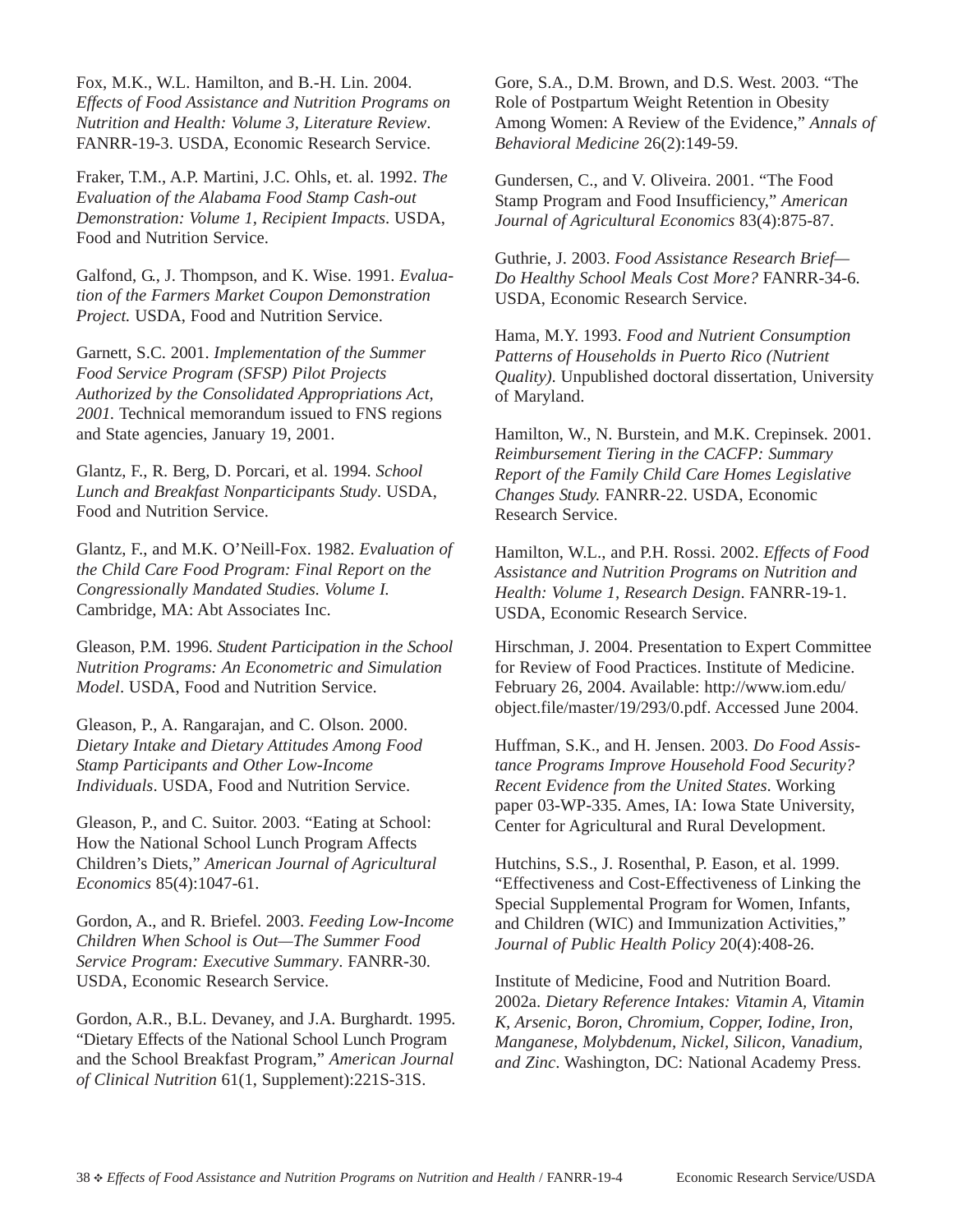Fox, M.K., W.L. Hamilton, and B.-H. Lin. 2004. *Effects of Food Assistance and Nutrition Programs on Nutrition and Health: Volume 3, Literature Review*. FANRR-19-3. USDA, Economic Research Service.

Fraker, T.M., A.P. Martini, J.C. Ohls, et. al. 1992. *The Evaluation of the Alabama Food Stamp Cash-out Demonstration: Volume 1, Recipient Impacts*. USDA, Food and Nutrition Service.

Galfond, G., J. Thompson, and K. Wise. 1991. *Evaluation of the Farmers Market Coupon Demonstration Project.* USDA, Food and Nutrition Service.

Garnett, S.C. 2001. *Implementation of the Summer Food Service Program (SFSP) Pilot Projects Authorized by the Consolidated Appropriations Act, 2001.* Technical memorandum issued to FNS regions and State agencies, January 19, 2001.

Glantz, F., R. Berg, D. Porcari, et al. 1994. *School Lunch and Breakfast Nonparticipants Study*. USDA, Food and Nutrition Service.

Glantz, F., and M.K. O'Neill-Fox. 1982. *Evaluation of the Child Care Food Program: Final Report on the Congressionally Mandated Studies. Volume I.* Cambridge, MA: Abt Associates Inc.

Gleason, P.M. 1996. *Student Participation in the School Nutrition Programs: An Econometric and Simulation Model*. USDA, Food and Nutrition Service.

Gleason, P., A. Rangarajan, and C. Olson. 2000. *Dietary Intake and Dietary Attitudes Among Food Stamp Participants and Other Low-Income Individuals*. USDA, Food and Nutrition Service.

Gleason, P., and C. Suitor. 2003. "Eating at School: How the National School Lunch Program Affects Children's Diets," *American Journal of Agricultural Economics* 85(4):1047-61.

Gordon, A., and R. Briefel. 2003. *Feeding Low-Income Children When School is Out—The Summer Food Service Program: Executive Summary*. FANRR-30. USDA, Economic Research Service.

Gordon, A.R., B.L. Devaney, and J.A. Burghardt. 1995. "Dietary Effects of the National School Lunch Program and the School Breakfast Program," *American Journal of Clinical Nutrition* 61(1, Supplement):221S-31S.

Gore, S.A., D.M. Brown, and D.S. West. 2003. "The Role of Postpartum Weight Retention in Obesity Among Women: A Review of the Evidence," *Annals of Behavioral Medicine* 26(2):149-59.

Gundersen, C., and V. Oliveira. 2001. "The Food Stamp Program and Food Insufficiency," *American Journal of Agricultural Economics* 83(4):875-87.

Guthrie, J. 2003. *Food Assistance Research Brief—Do Healthy School Meals Cost More?* FANRR-34-6. USDA, Economic Research Service.

Hama, M.Y. 1993. *Food and Nutrient Consumption Patterns of Households in Puerto Rico (Nutrient Quality)*. Unpublished doctoral dissertation, University of Maryland.

Hamilton, W., N. Burstein, and M.K. Crepinsek. 2001. *Reimbursement Tiering in the CACFP: Summary Report of the Family Child Care Homes Legislative Changes Study.* FANRR-22. USDA, Economic Research Service.

Hamilton, W.L., and P.H. Rossi. 2002. *Effects of Food Assistance and Nutrition Programs on Nutrition and Health: Volume 1, Research Design*. FANRR-19-1. USDA, Economic Research Service.

Hirschman, J. 2004. Presentation to Expert Committee for Review of Food Practices. Institute of Medicine. February 26, 2004. Available: http://www.iom.edu/object.file/master/19/293/0.pdf. Accessed June 2004.

Huffman, S.K., and H. Jensen. 2003. *Do Food Assistance Programs Improve Household Food Security? Recent Evidence from the United States*. Working paper 03-WP-335. Ames, IA: Iowa State University, Center for Agricultural and Rural Development.

Hutchins, S.S., J. Rosenthal, P. Eason, et al. 1999. "Effectiveness and Cost-Effectiveness of Linking the Special Supplemental Program for Women, Infants, and Children (WIC) and Immunization Activities," *Journal of Public Health Policy* 20(4):408-26.

Institute of Medicine, Food and Nutrition Board. 2002a. *Dietary Reference Intakes: Vitamin A, Vitamin K, Arsenic, Boron, Chromium, Copper, Iodine, Iron, Manganese, Molybdenum, Nickel, Silicon, Vanadium, and Zinc*. Washington, DC: National Academy Press.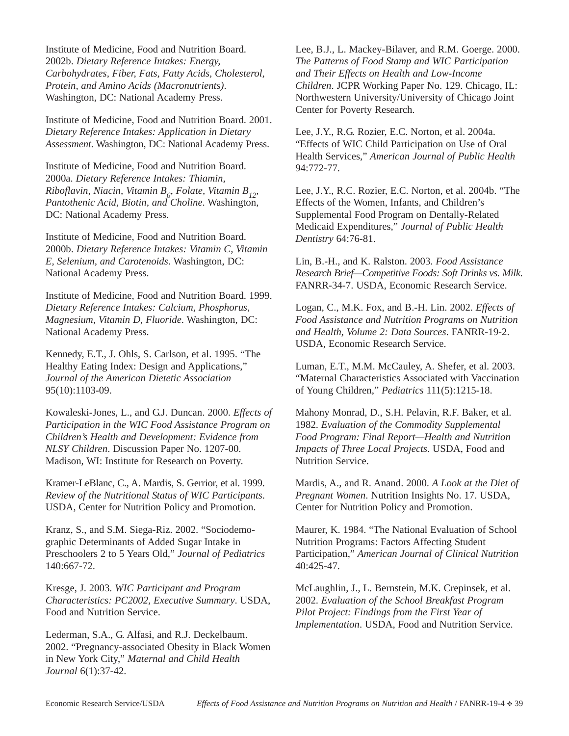Institute of Medicine, Food and Nutrition Board. 2002b. *Dietary Reference Intakes: Energy, Carbohydrates, Fiber, Fats, Fatty Acids, Cholesterol, Protein, and Amino Acids (Macronutrients)*. Washington, DC: National Academy Press.

Institute of Medicine, Food and Nutrition Board. 2001. *Dietary Reference Intakes: Application in Dietary Assessment*. Washington, DC: National Academy Press.

Institute of Medicine, Food and Nutrition Board. 2000a. *Dietary Reference Intakes: Thiamin, Riboflavin, Niacin, Vitamin $B_6$, Folate, Vitamin $B_{12}$, Pantothenic Acid, Biotin, and Choline*. Washington, DC: National Academy Press.

Institute of Medicine, Food and Nutrition Board. 2000b. *Dietary Reference Intakes: Vitamin C, Vitamin E, Selenium, and Carotenoids*. Washington, DC: National Academy Press.

Institute of Medicine, Food and Nutrition Board. 1999. *Dietary Reference Intakes: Calcium, Phosphorus, Magnesium, Vitamin D, Fluoride*. Washington, DC: National Academy Press.

Kennedy, E.T., J. Ohls, S. Carlson, et al. 1995. "The Healthy Eating Index: Design and Applications," *Journal of the American Dietetic Association* 95(10):1103-09.

Kowaleski-Jones, L., and G.J. Duncan. 2000. *Effects of Participation in the WIC Food Assistance Program on Children's Health and Development: Evidence from NLSY Children*. Discussion Paper No. 1207-00. Madison, WI: Institute for Research on Poverty.

Kramer-LeBlanc, C., A. Mardis, S. Gerrior, et al. 1999. *Review of the Nutritional Status of WIC Participants*. USDA, Center for Nutrition Policy and Promotion.

Kranz, S., and S.M. Siega-Riz. 2002. "Sociodemographic Determinants of Added Sugar Intake in Preschoolers 2 to 5 Years Old," *Journal of Pediatrics* 140:667-72.

Kresge, J. 2003. *WIC Participant and Program Characteristics: PC2002, Executive Summary*. USDA, Food and Nutrition Service.

Lederman, S.A., G. Alfasi, and R.J. Deckelbaum. 2002. "Pregnancy-associated Obesity in Black Women in New York City," *Maternal and Child Health Journal* 6(1):37-42.

Lee, B.J., L. Mackey-Bilaver, and R.M. Goerge. 2000. *The Patterns of Food Stamp and WIC Participation and Their Effects on Health and Low-Income Children*. JCPR Working Paper No. 129. Chicago, IL: Northwestern University/University of Chicago Joint Center for Poverty Research.

Lee, J.Y., R.G. Rozier, E.C. Norton, et al. 2004a. "Effects of WIC Child Participation on Use of Oral Health Services," *American Journal of Public Health* 94:772-77.

Lee, J.Y., R.C. Rozier, E.C. Norton, et al. 2004b. "The Effects of the Women, Infants, and Children's Supplemental Food Program on Dentally-Related Medicaid Expenditures," *Journal of Public Health Dentistry* 64:76-81.

Lin, B.-H., and K. Ralston. 2003. *Food Assistance Research Brief—Competitive Foods: Soft Drinks vs. Milk*. FANRR-34-7. USDA, Economic Research Service.

Logan, C., M.K. Fox, and B.-H. Lin. 2002. *Effects of Food Assistance and Nutrition Programs on Nutrition and Health, Volume 2: Data Sources*. FANRR-19-2. USDA, Economic Research Service.

Luman, E.T., M.M. McCauley, A. Shefer, et al. 2003. "Maternal Characteristics Associated with Vaccination of Young Children," *Pediatrics* 111(5):1215-18.

Mahony Monrad, D., S.H. Pelavin, R.F. Baker, et al. 1982. *Evaluation of the Commodity Supplemental Food Program: Final Report—Health and Nutrition Impacts of Three Local Projects*. USDA, Food and Nutrition Service.

Mardis, A., and R. Anand. 2000. *A Look at the Diet of Pregnant Women*. Nutrition Insights No. 17. USDA, Center for Nutrition Policy and Promotion.

Maurer, K. 1984. "The National Evaluation of School Nutrition Programs: Factors Affecting Student Participation," *American Journal of Clinical Nutrition* 40:425-47.

McLaughlin, J., L. Bernstein, M.K. Crepinsek, et al. 2002. *Evaluation of the School Breakfast Program Pilot Project: Findings from the First Year of Implementation*. USDA, Food and Nutrition Service.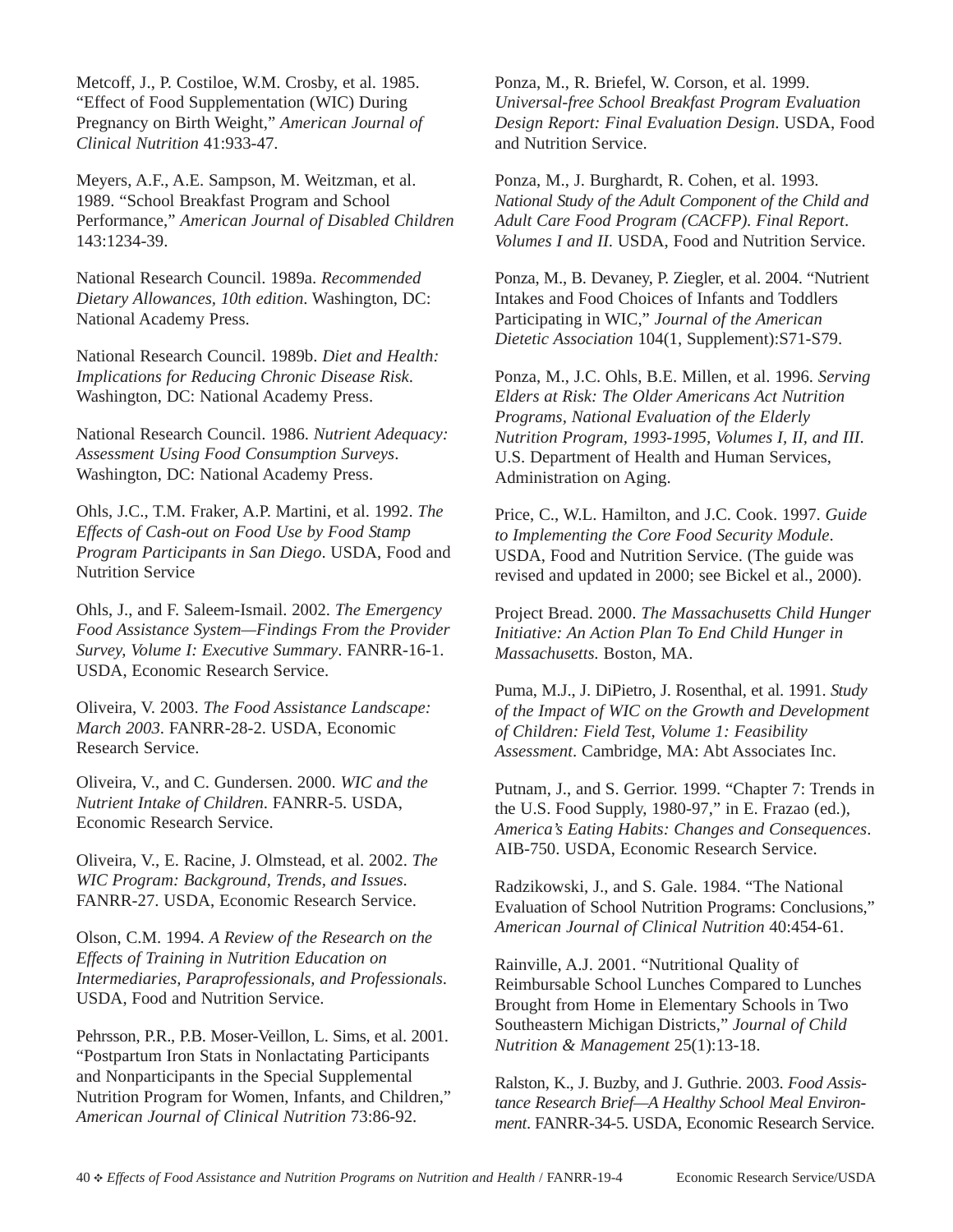Metcoff, J., P. Costiloe, W.M. Crosby, et al. 1985. "Effect of Food Supplementation (WIC) During Pregnancy on Birth Weight," *American Journal of Clinical Nutrition* 41:933-47.

Meyers, A.F., A.E. Sampson, M. Weitzman, et al. 1989. "School Breakfast Program and School Performance," *American Journal of Disabled Children* 143:1234-39.

National Research Council. 1989a. *Recommended Dietary Allowances, 10th edition*. Washington, DC: National Academy Press.

National Research Council. 1989b. *Diet and Health: Implications for Reducing Chronic Disease Risk*. Washington, DC: National Academy Press.

National Research Council. 1986. *Nutrient Adequacy: Assessment Using Food Consumption Surveys*. Washington, DC: National Academy Press.

Ohls, J.C., T.M. Fraker, A.P. Martini, et al. 1992. *The Effects of Cash-out on Food Use by Food Stamp Program Participants in San Diego*. USDA, Food and Nutrition Service

Ohls, J., and F. Saleem-Ismail. 2002. *The Emergency Food Assistance System—Findings From the Provider Survey, Volume I: Executive Summary*. FANRR-16-1. USDA, Economic Research Service.

Oliveira, V. 2003. *The Food Assistance Landscape: March 2003*. FANRR-28-2. USDA, Economic Research Service.

Oliveira, V., and C. Gundersen. 2000. *WIC and the Nutrient Intake of Children*. FANRR-5. USDA, Economic Research Service.

Oliveira, V., E. Racine, J. Olmstead, et al. 2002. *The WIC Program: Background, Trends, and Issues*. FANRR-27. USDA, Economic Research Service.

Olson, C.M. 1994. *A Review of the Research on the Effects of Training in Nutrition Education on Intermediaries, Paraprofessionals, and Professionals*. USDA, Food and Nutrition Service.

Pehrsson, P.R., P.B. Moser-Veillon, L. Sims, et al. 2001. "Postpartum Iron Stats in Nonlactating Participants and Nonparticipants in the Special Supplemental Nutrition Program for Women, Infants, and Children," *American Journal of Clinical Nutrition* 73:86-92.

Ponza, M., R. Briefel, W. Corson, et al. 1999. *Universal-free School Breakfast Program Evaluation Design Report: Final Evaluation Design*. USDA, Food and Nutrition Service.

Ponza, M., J. Burghardt, R. Cohen, et al. 1993. *National Study of the Adult Component of the Child and Adult Care Food Program (CACFP). Final Report. Volumes I and II*. USDA, Food and Nutrition Service.

Ponza, M., B. Devaney, P. Ziegler, et al. 2004. "Nutrient Intakes and Food Choices of Infants and Toddlers Participating in WIC," *Journal of the American Dietetic Association* 104(1, Supplement):S71-S79.

Ponza, M., J.C. Ohls, B.E. Millen, et al. 1996. *Serving Elders at Risk: The Older Americans Act Nutrition Programs, National Evaluation of the Elderly Nutrition Program, 1993-1995, Volumes I, II, and III*. U.S. Department of Health and Human Services, Administration on Aging.

Price, C., W.L. Hamilton, and J.C. Cook. 1997. *Guide to Implementing the Core Food Security Module*. USDA, Food and Nutrition Service. (The guide was revised and updated in 2000; see Bickel et al., 2000).

Project Bread. 2000. *The Massachusetts Child Hunger Initiative: An Action Plan To End Child Hunger in Massachusetts.* Boston, MA.

Puma, M.J., J. DiPietro, J. Rosenthal, et al. 1991. *Study of the Impact of WIC on the Growth and Development of Children: Field Test, Volume 1: Feasibility Assessment*. Cambridge, MA: Abt Associates Inc.

Putnam, J., and S. Gerrior. 1999. "Chapter 7: Trends in the U.S. Food Supply, 1980-97," in E. Frazao (ed.), *America's Eating Habits: Changes and Consequences*. AIB-750. USDA, Economic Research Service.

Radzikowski, J., and S. Gale. 1984. "The National Evaluation of School Nutrition Programs: Conclusions," *American Journal of Clinical Nutrition* 40:454-61.

Rainville, A.J. 2001. "Nutritional Quality of Reimbursable School Lunches Compared to Lunches Brought from Home in Elementary Schools in Two Southeastern Michigan Districts," *Journal of Child Nutrition & Management* 25(1):13-18.

Ralston, K., J. Buzby, and J. Guthrie. 2003. *Food Assistance Research Brief—A Healthy School Meal Environment*. FANRR-34-5. USDA, Economic Research Service.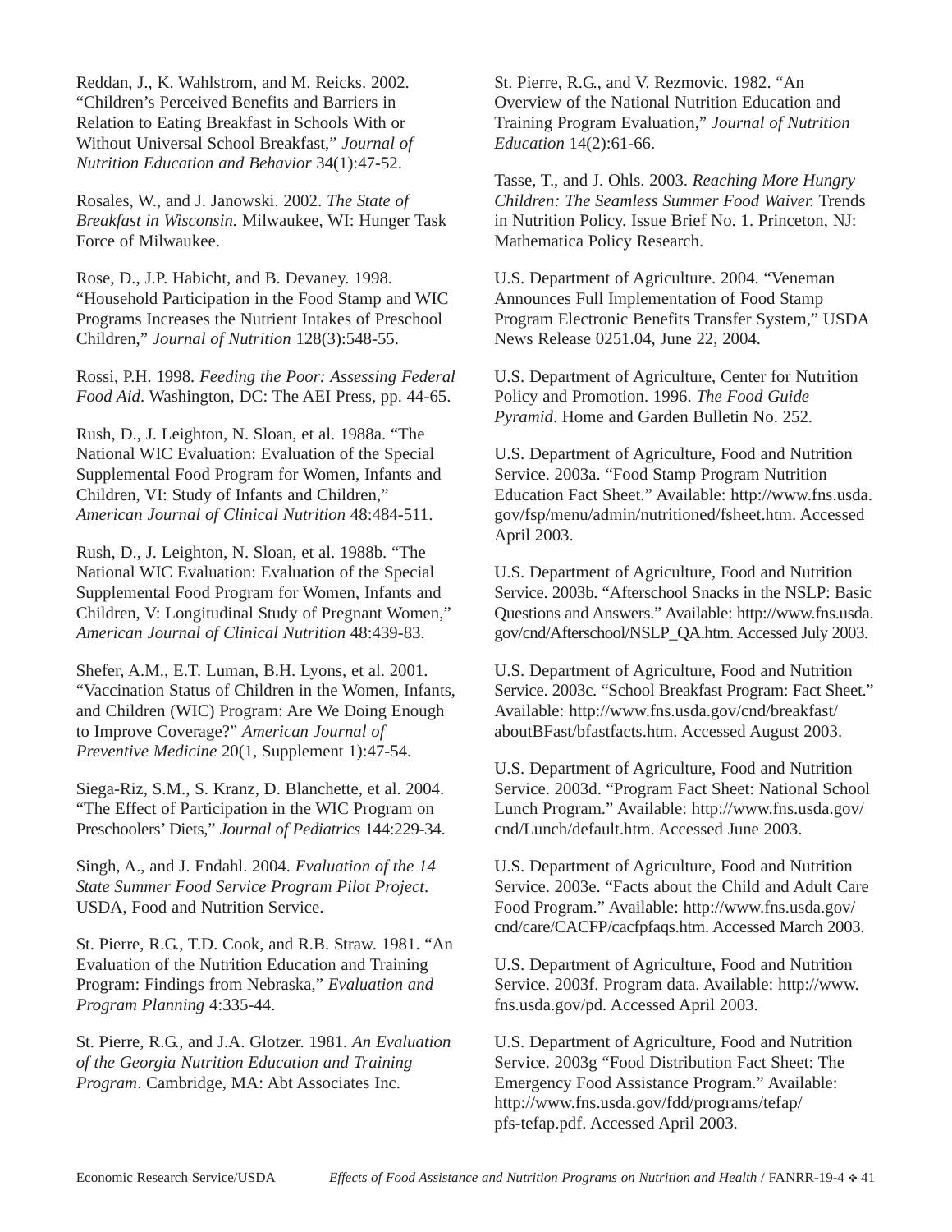Reddan, J., K. Wahlstrom, and M. Reicks. 2002. "Children's Perceived Benefits and Barriers in Relation to Eating Breakfast in Schools With or Without Universal School Breakfast," *Journal of Nutrition Education and Behavior* 34(1):47-52.

Rosales, W., and J. Janowski. 2002. *The State of Breakfast in Wisconsin.* Milwaukee, WI: Hunger Task Force of Milwaukee.

Rose, D., J.P. Habicht, and B. Devaney. 1998. "Household Participation in the Food Stamp and WIC Programs Increases the Nutrient Intakes of Preschool Children," *Journal of Nutrition* 128(3):548-55.

Rossi, P.H. 1998. *Feeding the Poor: Assessing Federal Food Aid*. Washington, DC: The AEI Press, pp. 44-65.

Rush, D., J. Leighton, N. Sloan, et al. 1988a. "The National WIC Evaluation: Evaluation of the Special Supplemental Food Program for Women, Infants and Children, VI: Study of Infants and Children," *American Journal of Clinical Nutrition* 48:484-511.

Rush, D., J. Leighton, N. Sloan, et al. 1988b. "The National WIC Evaluation: Evaluation of the Special Supplemental Food Program for Women, Infants and Children, V: Longitudinal Study of Pregnant Women," *American Journal of Clinical Nutrition* 48:439-83.

Shefer, A.M., E.T. Luman, B.H. Lyons, et al. 2001. "Vaccination Status of Children in the Women, Infants, and Children (WIC) Program: Are We Doing Enough to Improve Coverage?" *American Journal of Preventive Medicine* 20(1, Supplement 1):47-54.

Siega-Riz, S.M., S. Kranz, D. Blanchette, et al. 2004. "The Effect of Participation in the WIC Program on Preschoolers' Diets," *Journal of Pediatrics* 144:229-34.

Singh, A., and J. Endahl. 2004. *Evaluation of the 14 State Summer Food Service Program Pilot Project*. USDA, Food and Nutrition Service.

St. Pierre, R.G., T.D. Cook, and R.B. Straw. 1981. "An Evaluation of the Nutrition Education and Training Program: Findings from Nebraska," *Evaluation and Program Planning* 4:335-44.

St. Pierre, R.G., and J.A. Glotzer. 1981. *An Evaluation of the Georgia Nutrition Education and Training Program*. Cambridge, MA: Abt Associates Inc.

St. Pierre, R.G., and V. Rezmovic. 1982. "An Overview of the National Nutrition Education and Training Program Evaluation," *Journal of Nutrition Education* 14(2):61-66.

Tasse, T., and J. Ohls. 2003. *Reaching More Hungry Children: The Seamless Summer Food Waiver.* Trends in Nutrition Policy. Issue Brief No. 1. Princeton, NJ: Mathematica Policy Research.

U.S. Department of Agriculture. 2004. "Veneman Announces Full Implementation of Food Stamp Program Electronic Benefits Transfer System," USDA News Release 0251.04, June 22, 2004.

U.S. Department of Agriculture, Center for Nutrition Policy and Promotion. 1996. *The Food Guide Pyramid*. Home and Garden Bulletin No. 252.

U.S. Department of Agriculture, Food and Nutrition Service. 2003a. "Food Stamp Program Nutrition Education Fact Sheet." Available: http://www.fns.usda.gov/fsp/menu/admin/nutritioned/fsheet.htm. Accessed April 2003.

U.S. Department of Agriculture, Food and Nutrition Service. 2003b. "Afterschool Snacks in the NSLP: Basic Questions and Answers." Available: http://www.fns.usda.gov/cnd/Afterschool/NSLP_QA.htm. Accessed July 2003.

U.S. Department of Agriculture, Food and Nutrition Service. 2003c. "School Breakfast Program: Fact Sheet." Available: http://www.fns.usda.gov/cnd/breakfast/aboutBFast/bfastfacts.htm. Accessed August 2003.

U.S. Department of Agriculture, Food and Nutrition Service. 2003d. "Program Fact Sheet: National School Lunch Program." Available: http://www.fns.usda.gov/cnd/Lunch/default.htm. Accessed June 2003.

U.S. Department of Agriculture, Food and Nutrition Service. 2003e. "Facts about the Child and Adult Care Food Program." Available: http://www.fns.usda.gov/cnd/care/CACFP/cacfpfaqs.htm. Accessed March 2003.

U.S. Department of Agriculture, Food and Nutrition Service. 2003f. Program data. Available: http://www.fns.usda.gov/pd. Accessed April 2003.

U.S. Department of Agriculture, Food and Nutrition Service. 2003g "Food Distribution Fact Sheet: The Emergency Food Assistance Program." Available: http://www.fns.usda.gov/fdd/programs/tefap/pfs-tefap.pdf. Accessed April 2003.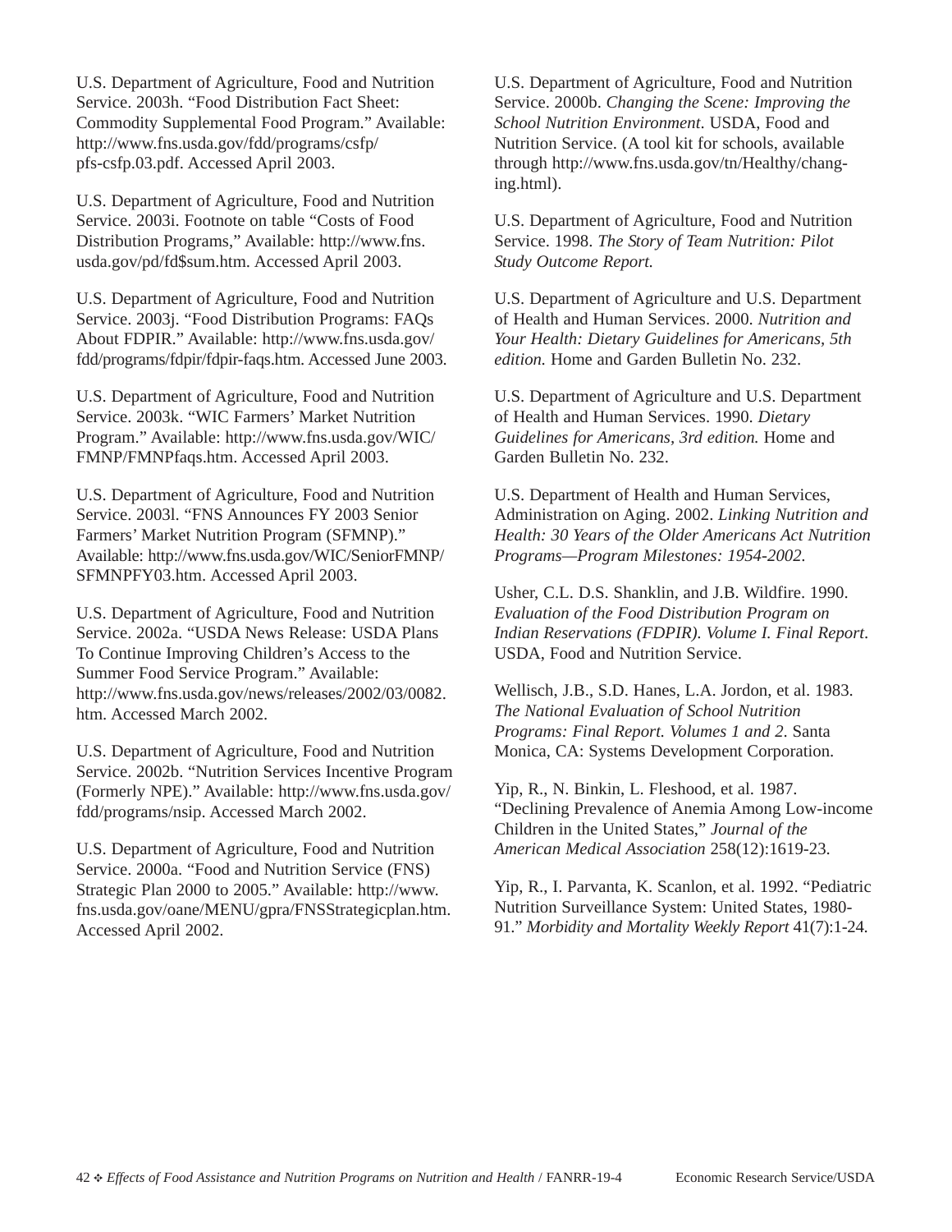U.S. Department of Agriculture, Food and Nutrition Service. 2003h. "Food Distribution Fact Sheet: Commodity Supplemental Food Program." Available: http://www.fns.usda.gov/fdd/programs/csfp/pfs-csfp.03.pdf. Accessed April 2003.

U.S. Department of Agriculture, Food and Nutrition Service. 2003i. Footnote on table "Costs of Food Distribution Programs," Available: http://www.fns.usda.gov/pd/fd$sum.htm. Accessed April 2003.

U.S. Department of Agriculture, Food and Nutrition Service. 2003j. "Food Distribution Programs: FAQs About FDPIR." Available: http://www.fns.usda.gov/fdd/programs/fdpir/fdpir-faqs.htm. Accessed June 2003.

U.S. Department of Agriculture, Food and Nutrition Service. 2003k. "WIC Farmers' Market Nutrition Program." Available: http://www.fns.usda.gov/WIC/FMNP/FMNPfaqs.htm. Accessed April 2003.

U.S. Department of Agriculture, Food and Nutrition Service. 2003l. "FNS Announces FY 2003 Senior Farmers' Market Nutrition Program (SFMNP)." Available: http://www.fns.usda.gov/WIC/SeniorFMNP/SFMNPFY03.htm. Accessed April 2003.

U.S. Department of Agriculture, Food and Nutrition Service. 2002a. "USDA News Release: USDA Plans To Continue Improving Children's Access to the Summer Food Service Program." Available: http://www.fns.usda.gov/news/releases/2002/03/0082.htm. Accessed March 2002.

U.S. Department of Agriculture, Food and Nutrition Service. 2002b. "Nutrition Services Incentive Program (Formerly NPE)." Available: http://www.fns.usda.gov/fdd/programs/nsip. Accessed March 2002.

U.S. Department of Agriculture, Food and Nutrition Service. 2000a. "Food and Nutrition Service (FNS) Strategic Plan 2000 to 2005." Available: http://www.fns.usda.gov/oane/MENU/gpra/FNSStrategicplan.htm. Accessed April 2002.

U.S. Department of Agriculture, Food and Nutrition Service. 2000b. *Changing the Scene: Improving the School Nutrition Environment*. USDA, Food and Nutrition Service. (A tool kit for schools, available through http://www.fns.usda.gov/tn/Healthy/changing.html).

U.S. Department of Agriculture, Food and Nutrition Service. 1998. *The Story of Team Nutrition: Pilot Study Outcome Report.*

U.S. Department of Agriculture and U.S. Department of Health and Human Services. 2000. *Nutrition and Your Health: Dietary Guidelines for Americans, 5th edition.* Home and Garden Bulletin No. 232.

U.S. Department of Agriculture and U.S. Department of Health and Human Services. 1990. *Dietary Guidelines for Americans, 3rd edition.* Home and Garden Bulletin No. 232.

U.S. Department of Health and Human Services, Administration on Aging. 2002. *Linking Nutrition and Health: 30 Years of the Older Americans Act Nutrition Programs—Program Milestones: 1954-2002.*

Usher, C.L. D.S. Shanklin, and J.B. Wildfire. 1990. *Evaluation of the Food Distribution Program on Indian Reservations (FDPIR). Volume I. Final Report.* USDA, Food and Nutrition Service.

Wellisch, J.B., S.D. Hanes, L.A. Jordon, et al. 1983. *The National Evaluation of School Nutrition Programs: Final Report. Volumes 1 and 2.* Santa Monica, CA: Systems Development Corporation.

Yip, R., N. Binkin, L. Fleshood, et al. 1987. "Declining Prevalence of Anemia Among Low-income Children in the United States," *Journal of the American Medical Association* 258(12):1619-23.

Yip, R., I. Parvanta, K. Scanlon, et al. 1992. "Pediatric Nutrition Surveillance System: United States, 1980-91." *Morbidity and Mortality Weekly Report* 41(7):1-24.